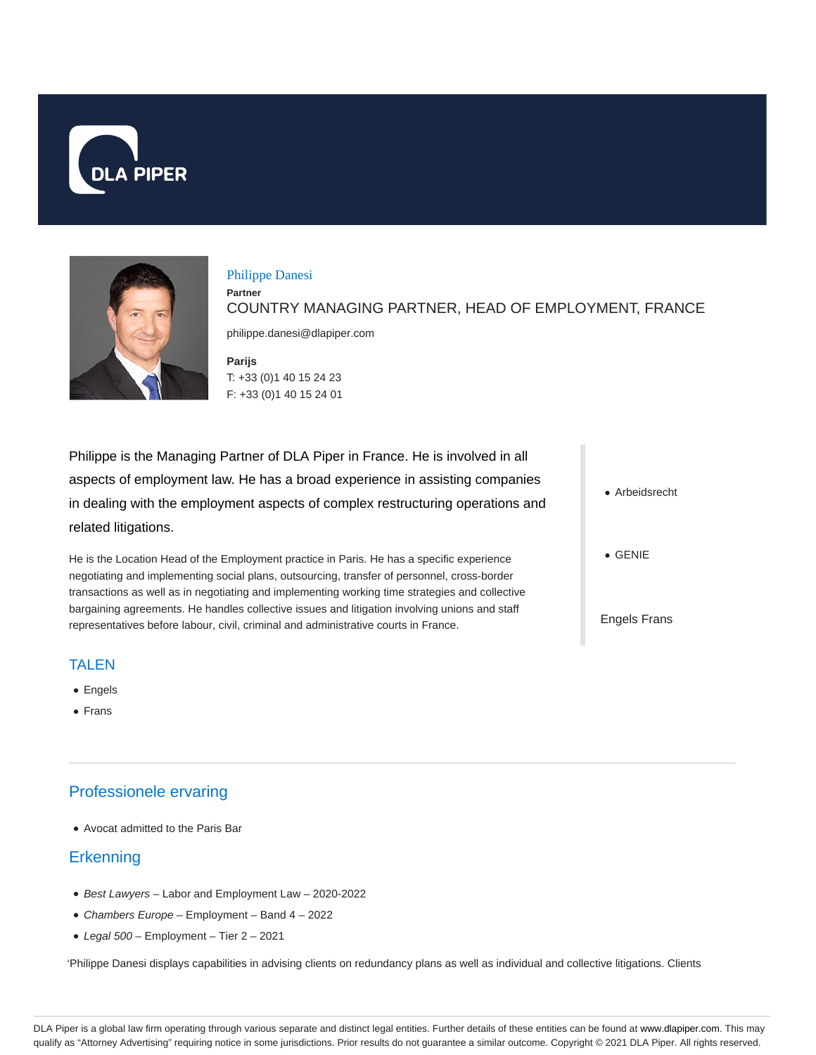# Philippe Danesi

**Partner**

COUNTRY MANAGING PARTNER, HEAD OF EMPLOYMENT, FRANCE

philippe.danesi@dlapiper.com

**Parijs**

T: +33 (0)1 40 15 24 23

F: +33 (0)1 40 15 24 01

Philippe is the Managing Partner of DLA Piper in France. He is involved in all aspects of employment law. He has a broad experience in assisting companies in dealing with the employment aspects of complex restructuring operations and related litigations.

He is the Location Head of the Employment practice in Paris. He has a specific experience negotiating and implementing social plans, outsourcing, transfer of personnel, cross-border transactions as well as in negotiating and implementing working time strategies and collective bargaining agreements. He handles collective issues and litigation involving unions and staff representatives before labour, civil, criminal and administrative courts in France.

- Arbeidsrecht
- GENIE

Engels Frans

## TALEN

- Engels
- Frans

## Professionele ervaring

- Avocat admitted to the Paris Bar

## Erkenning

- *Best Lawyers* – Labor and Employment Law – 2020-2022
- *Chambers Europe* – Employment – Band 4 – 2022
- *Legal 500* – Employment – Tier 2 – 2021

'Philippe Danesi displays capabilities in advising clients on redundancy plans as well as individual and collective litigations. Clients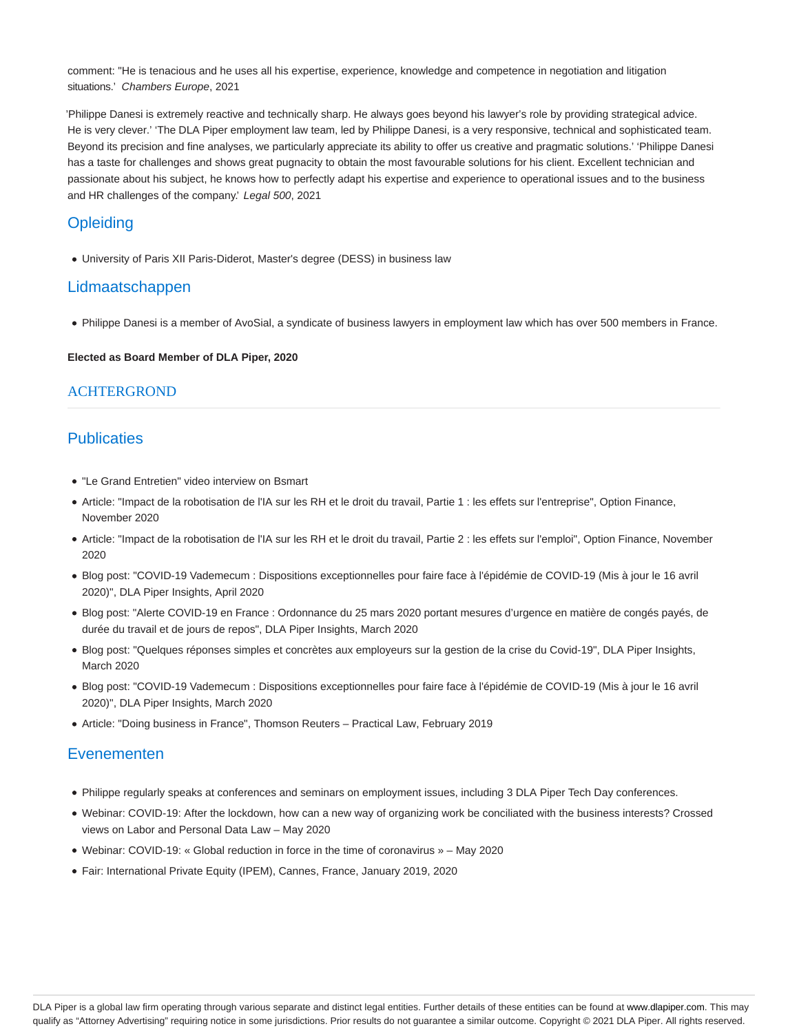comment: "He is tenacious and he uses all his expertise, experience, knowledge and competence in negotiation and litigation situations.' *Chambers Europe*, 2021

'Philippe Danesi is extremely reactive and technically sharp. He always goes beyond his lawyer's role by providing strategical advice. He is very clever.' 'The DLA Piper employment law team, led by Philippe Danesi, is a very responsive, technical and sophisticated team. Beyond its precision and fine analyses, we particularly appreciate its ability to offer us creative and pragmatic solutions.' 'Philippe Danesi has a taste for challenges and shows great pugnacity to obtain the most favourable solutions for his client. Excellent technician and passionate about his subject, he knows how to perfectly adapt his expertise and experience to operational issues and to the business and HR challenges of the company.' *Legal 500*, 2021

## Opleiding

- University of Paris XII Paris-Diderot, Master's degree (DESS) in business law

## Lidmaatschappen

- Philippe Danesi is a member of AvoSial, a syndicate of business lawyers in employment law which has over 500 members in France.

**Elected as Board Member of DLA Piper, 2020**

## ACHTERGROND

## Publicaties

- "Le Grand Entretien" video interview on Bsmart
- Article: "Impact de la robotisation de l'IA sur les RH et le droit du travail, Partie 1 : les effets sur l'entreprise", Option Finance, November 2020
- Article: "Impact de la robotisation de l'IA sur les RH et le droit du travail, Partie 2 : les effets sur l'emploi", Option Finance, November 2020
- Blog post: "COVID-19 Vademecum : Dispositions exceptionnelles pour faire face à l'épidémie de COVID-19 (Mis à jour le 16 avril 2020)", DLA Piper Insights, April 2020
- Blog post: "Alerte COVID-19 en France : Ordonnance du 25 mars 2020 portant mesures d'urgence en matière de congés payés, de durée du travail et de jours de repos", DLA Piper Insights, March 2020
- Blog post: "Quelques réponses simples et concrètes aux employeurs sur la gestion de la crise du Covid-19", DLA Piper Insights, March 2020
- Blog post: "COVID-19 Vademecum : Dispositions exceptionnelles pour faire face à l'épidémie de COVID-19 (Mis à jour le 16 avril 2020)", DLA Piper Insights, March 2020
- Article: "Doing business in France", Thomson Reuters – Practical Law, February 2019

## Evenementen

- Philippe regularly speaks at conferences and seminars on employment issues, including 3 DLA Piper Tech Day conferences.
- Webinar: COVID-19: After the lockdown, how can a new way of organizing work be conciliated with the business interests? Crossed views on Labor and Personal Data Law – May 2020
- Webinar: COVID-19: « Global reduction in force in the time of coronavirus » – May 2020
- Fair: International Private Equity (IPEM), Cannes, France, January 2019, 2020

DLA Piper is a global law firm operating through various separate and distinct legal entities. Further details of these entities can be found at www.dlapiper.com. This may qualify as "Attorney Advertising" requiring notice in some jurisdictions. Prior results do not guarantee a similar outcome. Copyright © 2021 DLA Piper. All rights reserved.